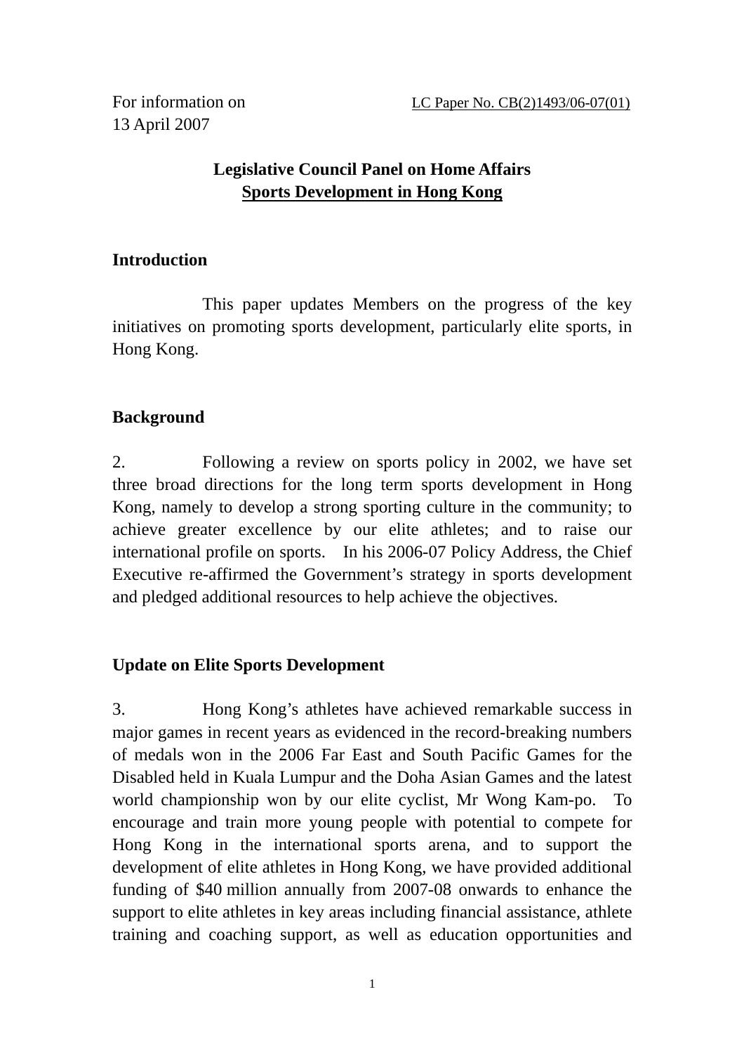For information on 13 April 2007

LC Paper No. CB(2)1493/06-07(01)

**Legislative Council Panel on Home Affairs**
**Sports Development in Hong Kong**

## Introduction

This paper updates Members on the progress of the key initiatives on promoting sports development, particularly elite sports, in Hong Kong.

## Background

2. Following a review on sports policy in 2002, we have set three broad directions for the long term sports development in Hong Kong, namely to develop a strong sporting culture in the community; to achieve greater excellence by our elite athletes; and to raise our international profile on sports. In his 2006-07 Policy Address, the Chief Executive re-affirmed the Government's strategy in sports development and pledged additional resources to help achieve the objectives.

## Update on Elite Sports Development

3. Hong Kong's athletes have achieved remarkable success in major games in recent years as evidenced in the record-breaking numbers of medals won in the 2006 Far East and South Pacific Games for the Disabled held in Kuala Lumpur and the Doha Asian Games and the latest world championship won by our elite cyclist, Mr Wong Kam-po. To encourage and train more young people with potential to compete for Hong Kong in the international sports arena, and to support the development of elite athletes in Hong Kong, we have provided additional funding of $40 million annually from 2007-08 onwards to enhance the support to elite athletes in key areas including financial assistance, athlete training and coaching support, as well as education opportunities and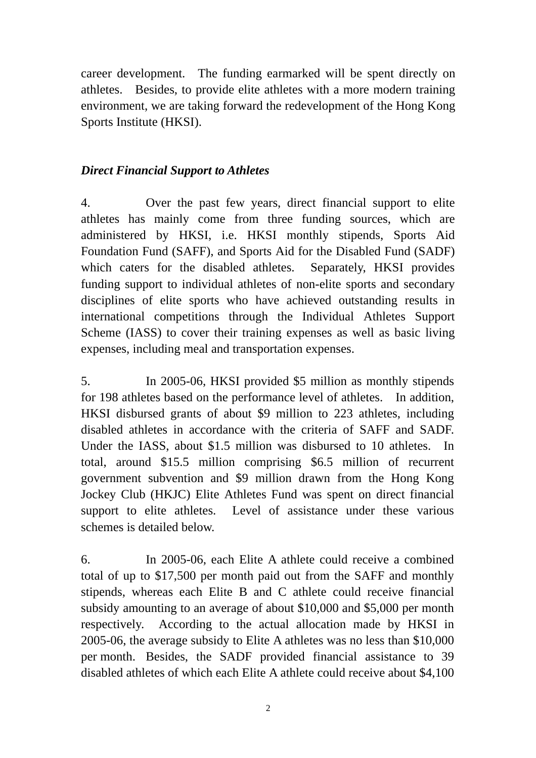career development. The funding earmarked will be spent directly on athletes. Besides, to provide elite athletes with a more modern training environment, we are taking forward the redevelopment of the Hong Kong Sports Institute (HKSI).

***Direct Financial Support to Athletes***

4. Over the past few years, direct financial support to elite athletes has mainly come from three funding sources, which are administered by HKSI, i.e. HKSI monthly stipends, Sports Aid Foundation Fund (SAFF), and Sports Aid for the Disabled Fund (SADF) which caters for the disabled athletes. Separately, HKSI provides funding support to individual athletes of non-elite sports and secondary disciplines of elite sports who have achieved outstanding results in international competitions through the Individual Athletes Support Scheme (IASS) to cover their training expenses as well as basic living expenses, including meal and transportation expenses.

5. In 2005-06, HKSI provided $5 million as monthly stipends for 198 athletes based on the performance level of athletes. In addition, HKSI disbursed grants of about $9 million to 223 athletes, including disabled athletes in accordance with the criteria of SAFF and SADF. Under the IASS, about $1.5 million was disbursed to 10 athletes. In total, around $15.5 million comprising $6.5 million of recurrent government subvention and $9 million drawn from the Hong Kong Jockey Club (HKJC) Elite Athletes Fund was spent on direct financial support to elite athletes. Level of assistance under these various schemes is detailed below.

6. In 2005-06, each Elite A athlete could receive a combined total of up to $17,500 per month paid out from the SAFF and monthly stipends, whereas each Elite B and C athlete could receive financial subsidy amounting to an average of about $10,000 and $5,000 per month respectively. According to the actual allocation made by HKSI in 2005-06, the average subsidy to Elite A athletes was no less than $10,000 per month. Besides, the SADF provided financial assistance to 39 disabled athletes of which each Elite A athlete could receive about $4,100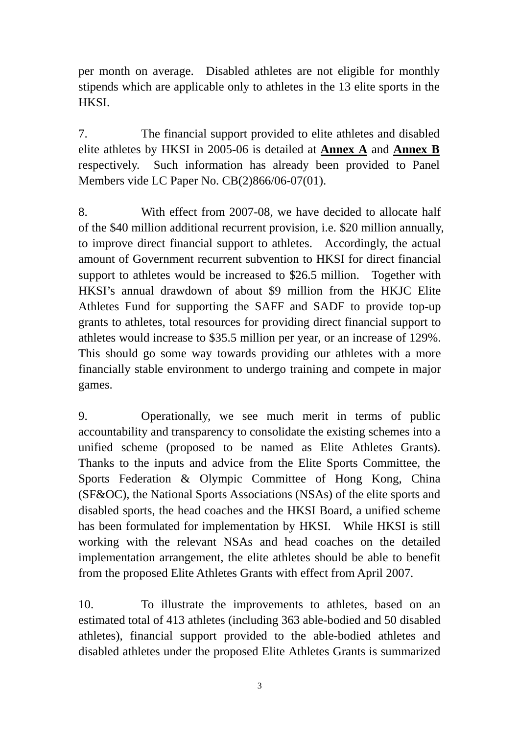per month on average. Disabled athletes are not eligible for monthly stipends which are applicable only to athletes in the 13 elite sports in the HKSI.

7. The financial support provided to elite athletes and disabled elite athletes by HKSI in 2005-06 is detailed at **Annex A** and **Annex B** respectively. Such information has already been provided to Panel Members vide LC Paper No. CB(2)866/06-07(01).

8. With effect from 2007-08, we have decided to allocate half of the $40 million additional recurrent provision, i.e. $20 million annually, to improve direct financial support to athletes. Accordingly, the actual amount of Government recurrent subvention to HKSI for direct financial support to athletes would be increased to $26.5 million. Together with HKSI's annual drawdown of about $9 million from the HKJC Elite Athletes Fund for supporting the SAFF and SADF to provide top-up grants to athletes, total resources for providing direct financial support to athletes would increase to $35.5 million per year, or an increase of 129%. This should go some way towards providing our athletes with a more financially stable environment to undergo training and compete in major games.

9. Operationally, we see much merit in terms of public accountability and transparency to consolidate the existing schemes into a unified scheme (proposed to be named as Elite Athletes Grants). Thanks to the inputs and advice from the Elite Sports Committee, the Sports Federation & Olympic Committee of Hong Kong, China (SF&OC), the National Sports Associations (NSAs) of the elite sports and disabled sports, the head coaches and the HKSI Board, a unified scheme has been formulated for implementation by HKSI. While HKSI is still working with the relevant NSAs and head coaches on the detailed implementation arrangement, the elite athletes should be able to benefit from the proposed Elite Athletes Grants with effect from April 2007.

10. To illustrate the improvements to athletes, based on an estimated total of 413 athletes (including 363 able-bodied and 50 disabled athletes), financial support provided to the able-bodied athletes and disabled athletes under the proposed Elite Athletes Grants is summarized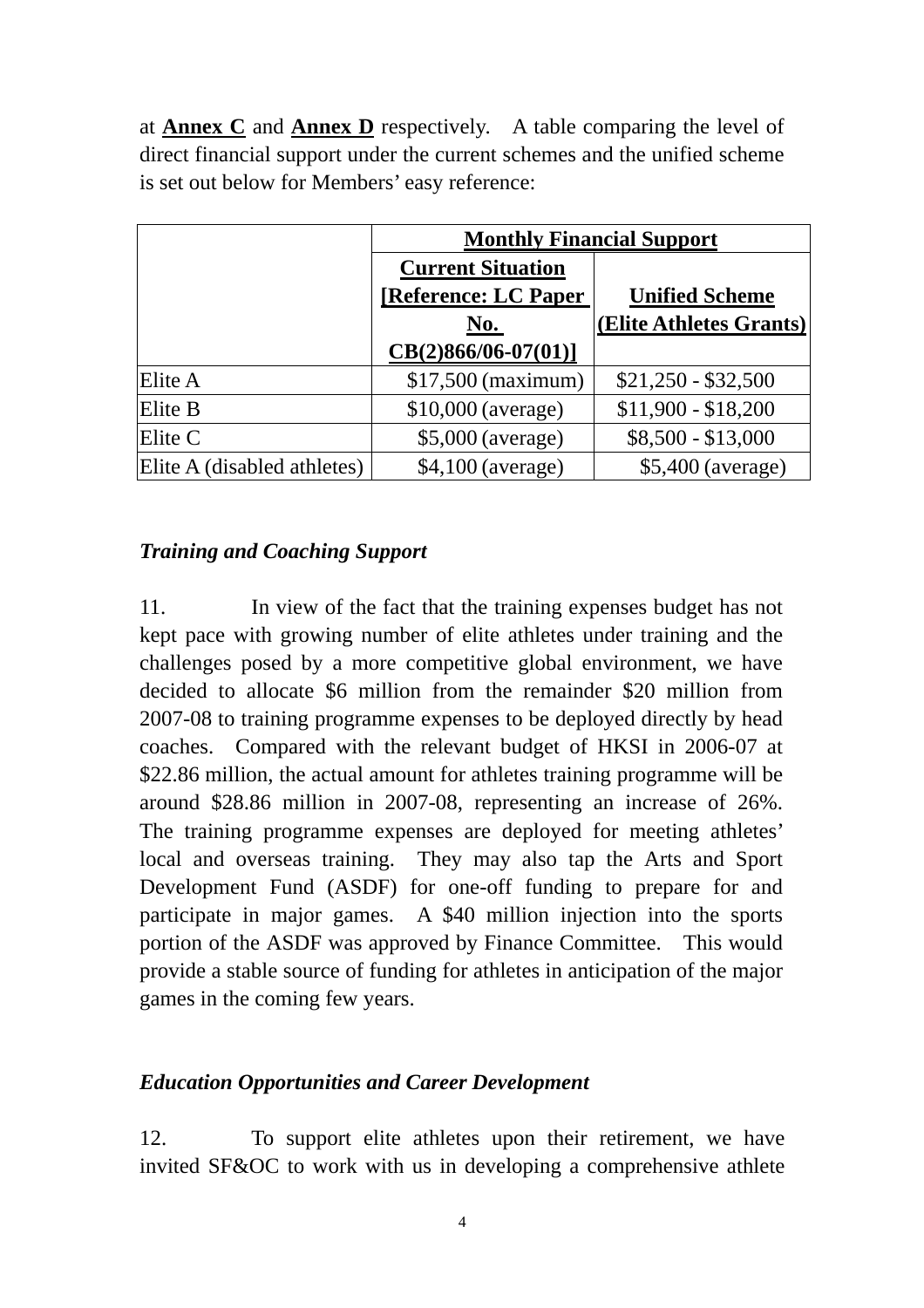at **Annex C** and **Annex D** respectively. A table comparing the level of direct financial support under the current schemes and the unified scheme is set out below for Members' easy reference:

| | **Monthly Financial Support** | |
|---|---|---|
| | **Current Situation [Reference: LC Paper No. CB(2)866/06-07(01)]** | **Unified Scheme (Elite Athletes Grants)** |
| Elite A | $17,500 (maximum) | $21,250 - $32,500 |
| Elite B | $10,000 (average) | $11,900 - $18,200 |
| Elite C | $5,000 (average) | $8,500 - $13,000 |
| Elite A (disabled athletes) | $4,100 (average) | $5,400 (average) |

***Training and Coaching Support***

11. In view of the fact that the training expenses budget has not kept pace with growing number of elite athletes under training and the challenges posed by a more competitive global environment, we have decided to allocate $6 million from the remainder $20 million from 2007-08 to training programme expenses to be deployed directly by head coaches. Compared with the relevant budget of HKSI in 2006-07 at $22.86 million, the actual amount for athletes training programme will be around $28.86 million in 2007-08, representing an increase of 26%. The training programme expenses are deployed for meeting athletes' local and overseas training. They may also tap the Arts and Sport Development Fund (ASDF) for one-off funding to prepare for and participate in major games. A $40 million injection into the sports portion of the ASDF was approved by Finance Committee. This would provide a stable source of funding for athletes in anticipation of the major games in the coming few years.

***Education Opportunities and Career Development***

12. To support elite athletes upon their retirement, we have invited SF&OC to work with us in developing a comprehensive athlete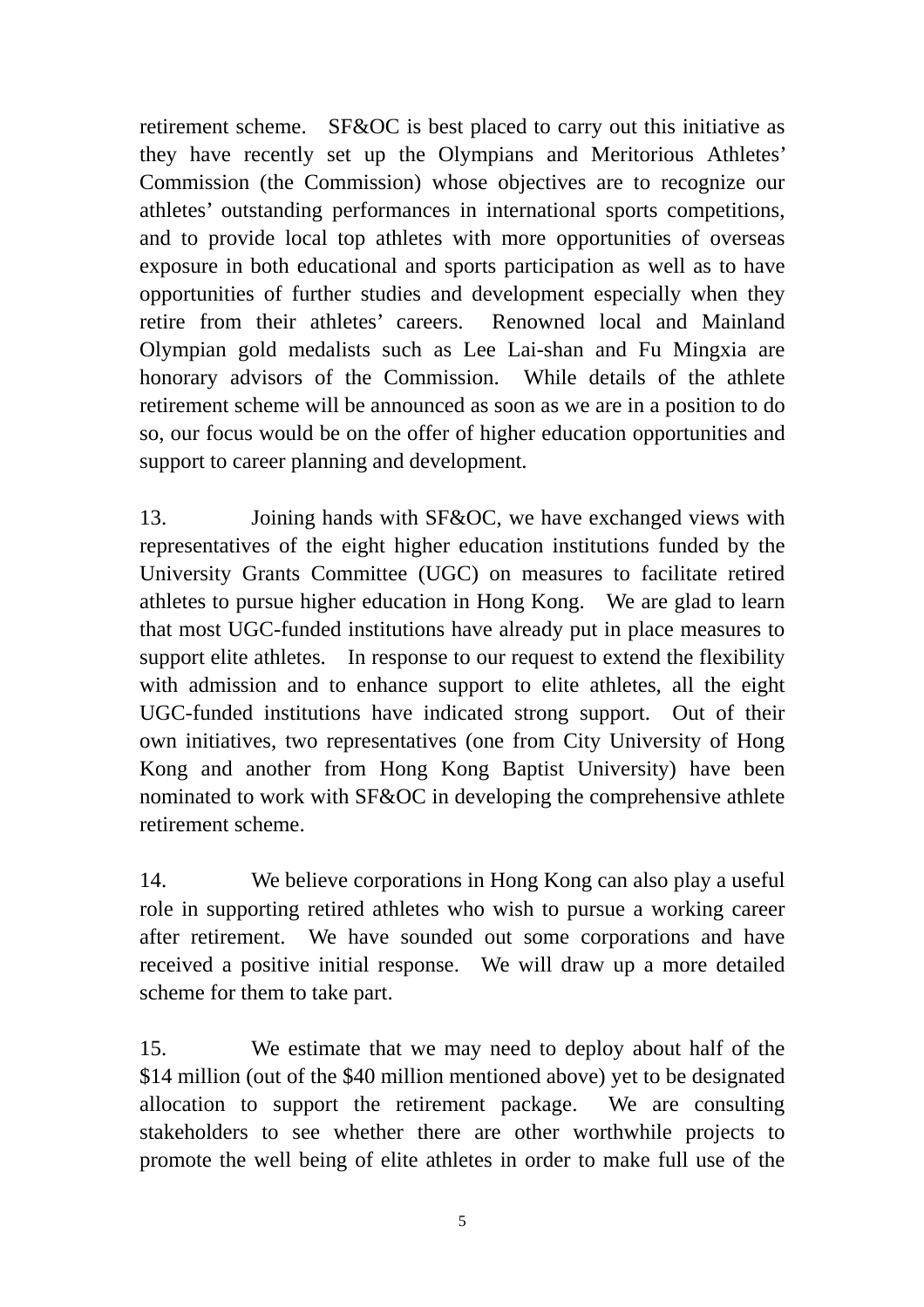retirement scheme. SF&OC is best placed to carry out this initiative as they have recently set up the Olympians and Meritorious Athletes' Commission (the Commission) whose objectives are to recognize our athletes' outstanding performances in international sports competitions, and to provide local top athletes with more opportunities of overseas exposure in both educational and sports participation as well as to have opportunities of further studies and development especially when they retire from their athletes' careers. Renowned local and Mainland Olympian gold medalists such as Lee Lai-shan and Fu Mingxia are honorary advisors of the Commission. While details of the athlete retirement scheme will be announced as soon as we are in a position to do so, our focus would be on the offer of higher education opportunities and support to career planning and development.

13. Joining hands with SF&OC, we have exchanged views with representatives of the eight higher education institutions funded by the University Grants Committee (UGC) on measures to facilitate retired athletes to pursue higher education in Hong Kong. We are glad to learn that most UGC-funded institutions have already put in place measures to support elite athletes. In response to our request to extend the flexibility with admission and to enhance support to elite athletes, all the eight UGC-funded institutions have indicated strong support. Out of their own initiatives, two representatives (one from City University of Hong Kong and another from Hong Kong Baptist University) have been nominated to work with SF&OC in developing the comprehensive athlete retirement scheme.

14. We believe corporations in Hong Kong can also play a useful role in supporting retired athletes who wish to pursue a working career after retirement. We have sounded out some corporations and have received a positive initial response. We will draw up a more detailed scheme for them to take part.

15. We estimate that we may need to deploy about half of the $14 million (out of the $40 million mentioned above) yet to be designated allocation to support the retirement package. We are consulting stakeholders to see whether there are other worthwhile projects to promote the well being of elite athletes in order to make full use of the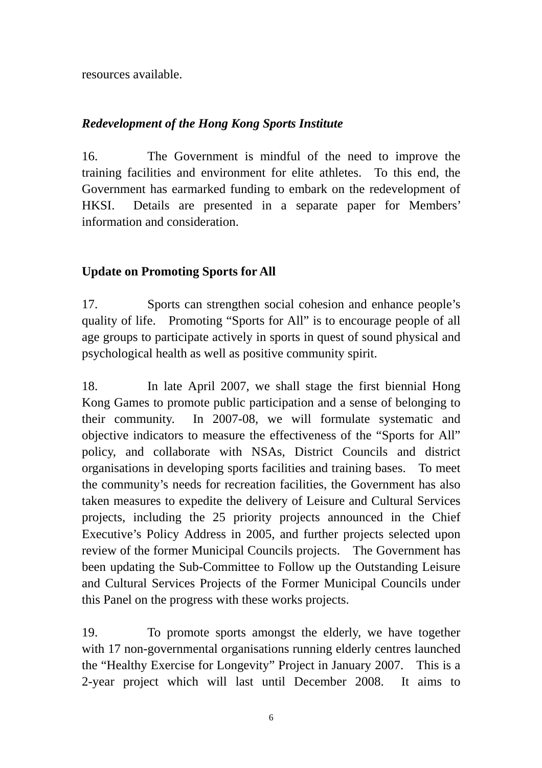resources available.

### *Redevelopment of the Hong Kong Sports Institute*

16. The Government is mindful of the need to improve the training facilities and environment for elite athletes. To this end, the Government has earmarked funding to embark on the redevelopment of HKSI. Details are presented in a separate paper for Members' information and consideration.

## Update on Promoting Sports for All

17. Sports can strengthen social cohesion and enhance people's quality of life. Promoting "Sports for All" is to encourage people of all age groups to participate actively in sports in quest of sound physical and psychological health as well as positive community spirit.

18. In late April 2007, we shall stage the first biennial Hong Kong Games to promote public participation and a sense of belonging to their community. In 2007-08, we will formulate systematic and objective indicators to measure the effectiveness of the "Sports for All" policy, and collaborate with NSAs, District Councils and district organisations in developing sports facilities and training bases. To meet the community's needs for recreation facilities, the Government has also taken measures to expedite the delivery of Leisure and Cultural Services projects, including the 25 priority projects announced in the Chief Executive's Policy Address in 2005, and further projects selected upon review of the former Municipal Councils projects. The Government has been updating the Sub-Committee to Follow up the Outstanding Leisure and Cultural Services Projects of the Former Municipal Councils under this Panel on the progress with these works projects.

19. To promote sports amongst the elderly, we have together with 17 non-governmental organisations running elderly centres launched the "Healthy Exercise for Longevity" Project in January 2007. This is a 2-year project which will last until December 2008. It aims to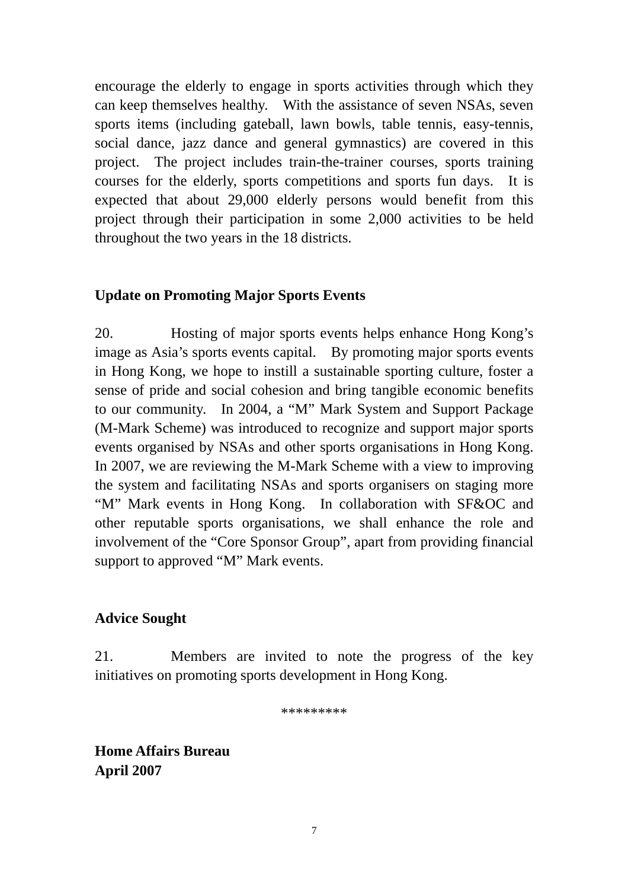encourage the elderly to engage in sports activities through which they can keep themselves healthy. With the assistance of seven NSAs, seven sports items (including gateball, lawn bowls, table tennis, easy-tennis, social dance, jazz dance and general gymnastics) are covered in this project. The project includes train-the-trainer courses, sports training courses for the elderly, sports competitions and sports fun days. It is expected that about 29,000 elderly persons would benefit from this project through their participation in some 2,000 activities to be held throughout the two years in the 18 districts.

**Update on Promoting Major Sports Events**

20. Hosting of major sports events helps enhance Hong Kong's image as Asia's sports events capital. By promoting major sports events in Hong Kong, we hope to instill a sustainable sporting culture, foster a sense of pride and social cohesion and bring tangible economic benefits to our community. In 2004, a "M" Mark System and Support Package (M-Mark Scheme) was introduced to recognize and support major sports events organised by NSAs and other sports organisations in Hong Kong. In 2007, we are reviewing the M-Mark Scheme with a view to improving the system and facilitating NSAs and sports organisers on staging more "M" Mark events in Hong Kong. In collaboration with SF&OC and other reputable sports organisations, we shall enhance the role and involvement of the "Core Sponsor Group", apart from providing financial support to approved "M" Mark events.

**Advice Sought**

21. Members are invited to note the progress of the key initiatives on promoting sports development in Hong Kong.

*********

**Home Affairs Bureau**
**April 2007**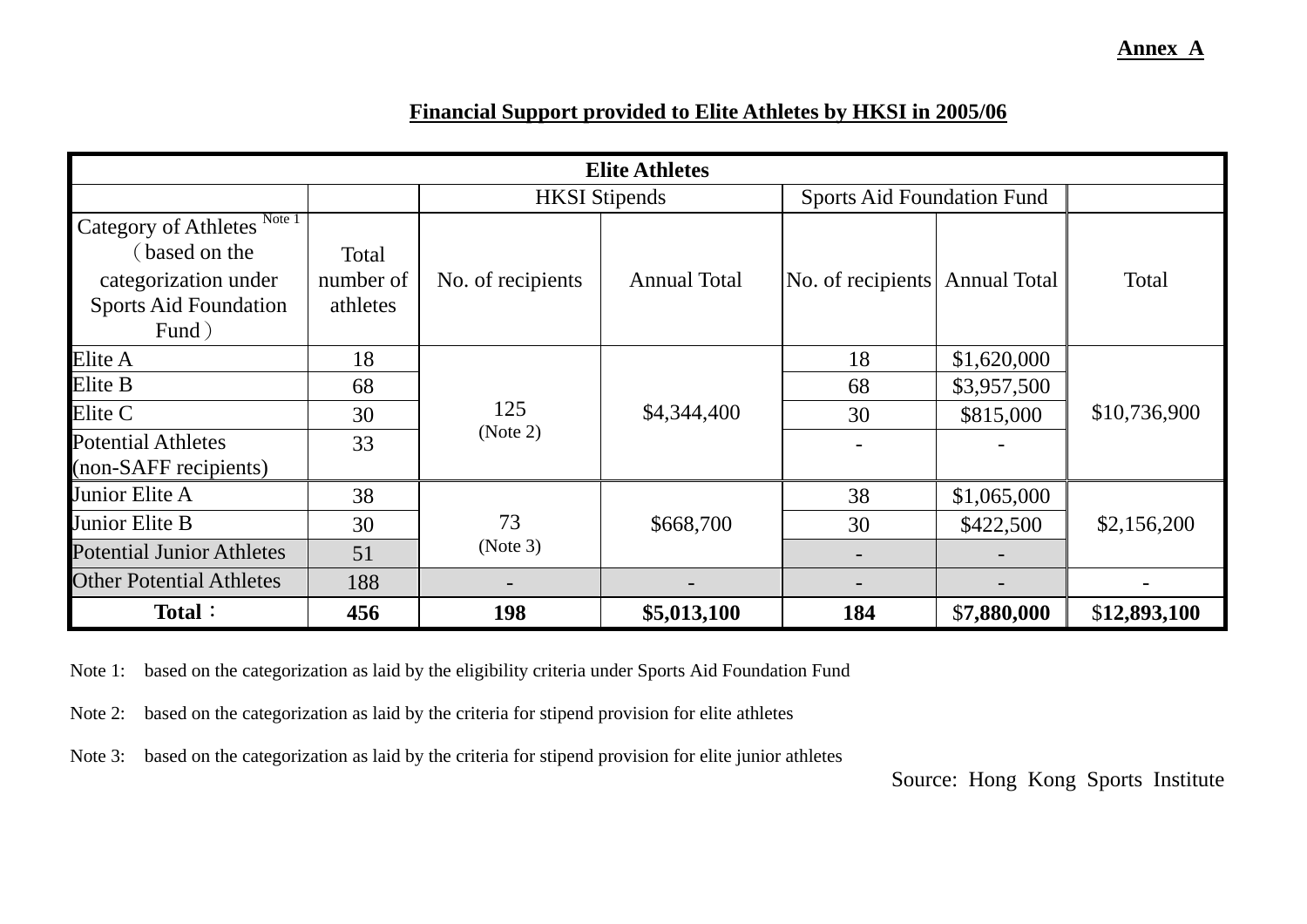**Annex A**

**Financial Support provided to Elite Athletes by HKSI in 2005/06**

| **Elite Athletes** | | | | | | |
|---|---|---|---|---|---|---|
| | | HKSI Stipends | | Sports Aid Foundation Fund | | |
| Category of Athletes [Note 1] （based on the categorization under Sports Aid Foundation Fund） | Total number of athletes | No. of recipients | Annual Total | No. of recipients | Annual Total | Total |
| Elite A | 18 | 125 (Note 2) | $4,344,400 | 18 | $1,620,000 | $10,736,900 |
| Elite B | 68 | | | 68 | $3,957,500 | |
| Elite C | 30 | | | 30 | $815,000 | |
| Potential Athletes (non-SAFF recipients) | 33 | | | - | - | |
| Junior Elite A | 38 | 73 (Note 3) | $668,700 | 38 | $1,065,000 | $2,156,200 |
| Junior Elite B | 30 | | | 30 | $422,500 | |
| Potential Junior Athletes | 51 | | | - | - | |
| Other Potential Athletes | 188 | - | - | - | - | - |
| **Total：** | **456** | **198** | **$5,013,100** | **184** | $**7,880,000** | $**12,893,100** |

Note 1: based on the categorization as laid by the eligibility criteria under Sports Aid Foundation Fund

Note 2: based on the categorization as laid by the criteria for stipend provision for elite athletes

Note 3: based on the categorization as laid by the criteria for stipend provision for elite junior athletes

Source: Hong Kong Sports Institute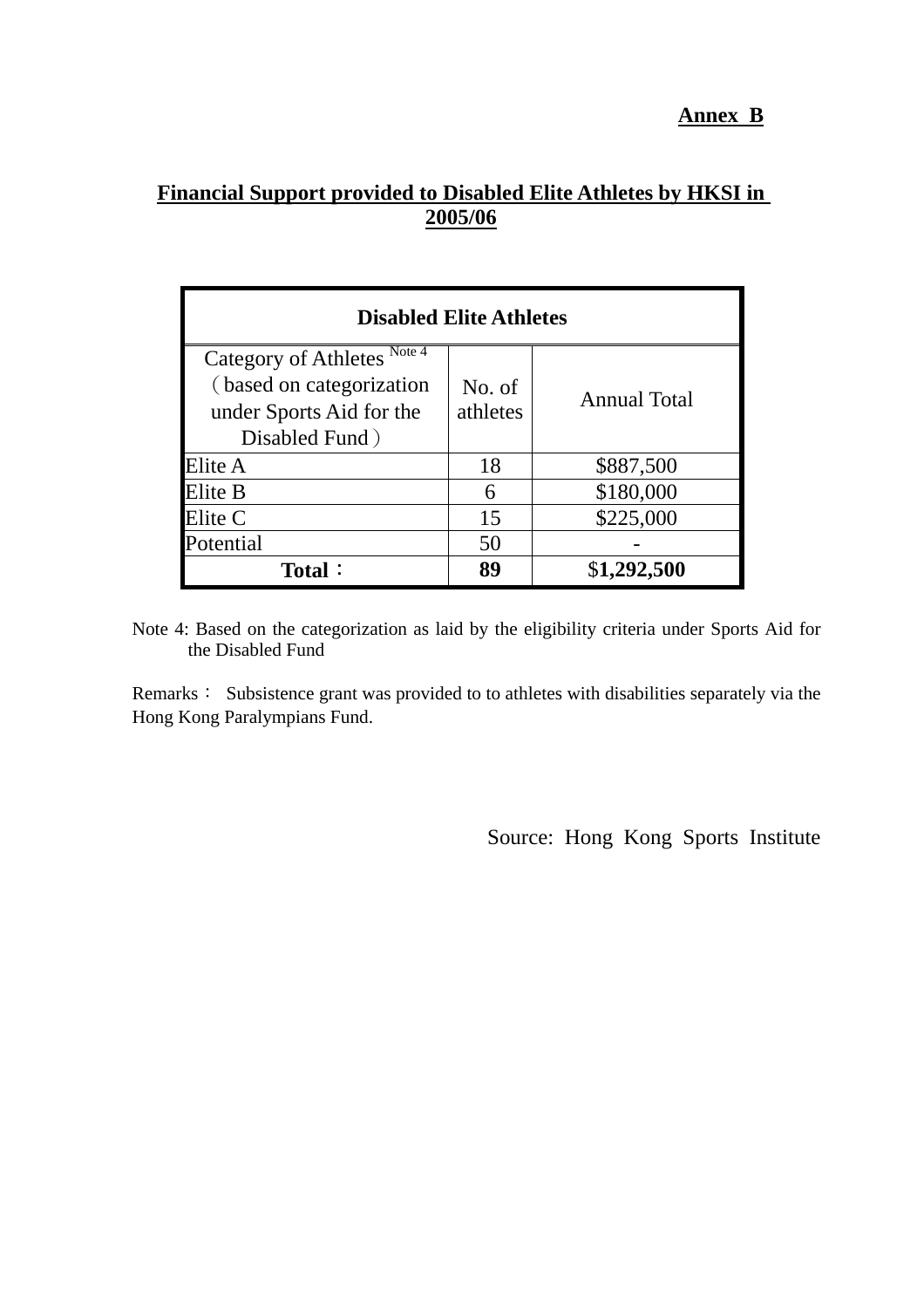**Annex B**

## Financial Support provided to Disabled Elite Athletes by HKSI in 2005/06

| Disabled Elite Athletes | | |
|---|---|---|
| Category of Athletes [Note 4] （based on categorization under Sports Aid for the Disabled Fund） | No. of athletes | Annual Total |
| Elite A | 18 | $887,500 |
| Elite B | 6 | $180,000 |
| Elite C | 15 | $225,000 |
| Potential | 50 | - |
| **Total：** | **89** | **$1,292,500** |

Note 4: Based on the categorization as laid by the eligibility criteria under Sports Aid for the Disabled Fund

Remarks： Subsistence grant was provided to to athletes with disabilities separately via the Hong Kong Paralympians Fund.

Source: Hong Kong Sports Institute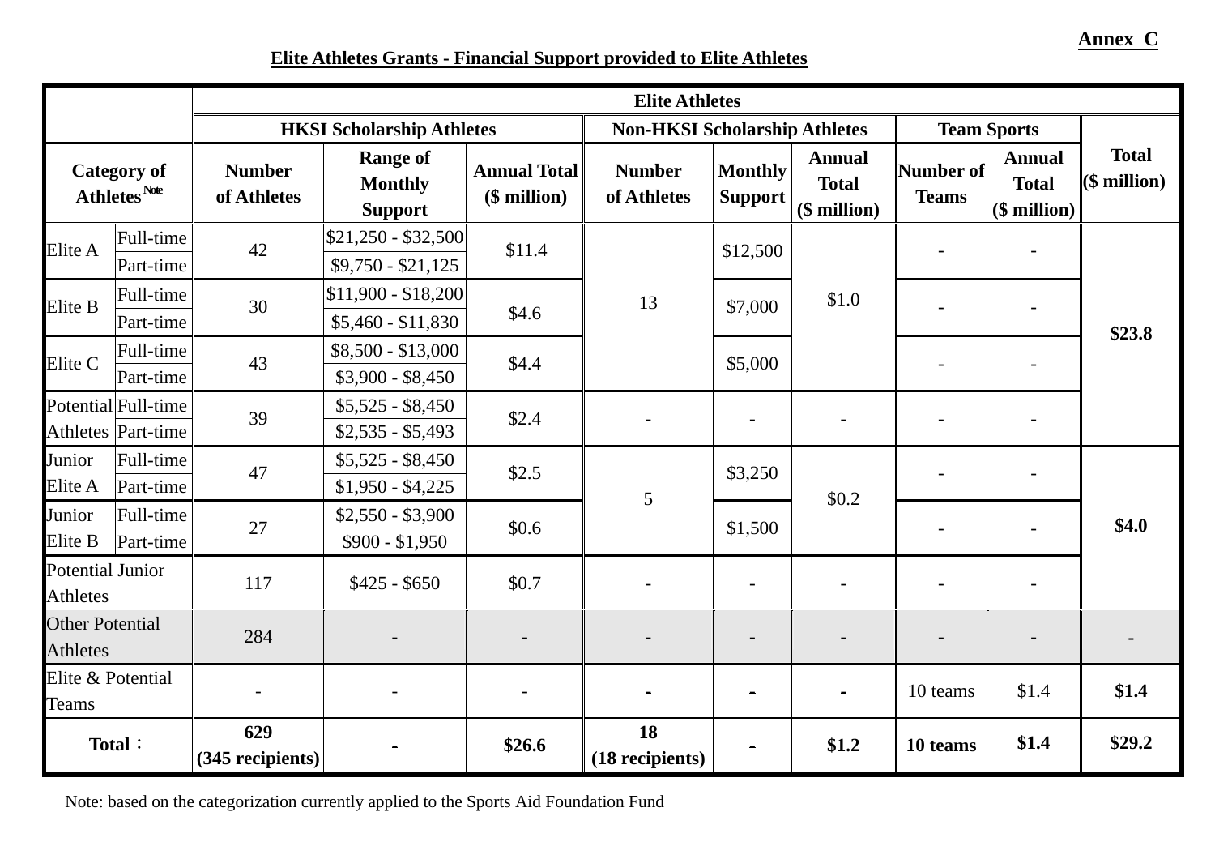**Annex C**

**Elite Athletes Grants - Financial Support provided to Elite Athletes**

| Category of Athletes [Note] | | Elite Athletes: HKSI Scholarship Athletes: Number of Athletes | Range of Monthly Support | Annual Total ($ million) | Non-HKSI Scholarship Athletes: Number of Athletes | Monthly Support | Annual Total ($ million) | Team Sports: Number of Teams | Annual Total ($ million) | Total ($ million) |
|---|---|---|---|---|---|---|---|---|---|---|
| Elite A | Full-time | 42 | $21,250 - $32,500 | $11.4 | 13 | $12,500 | $1.0 | - | - | **$23.8** |
| | Part-time | | $9,750 - $21,125 | | | | | | | |
| Elite B | Full-time | 30 | $11,900 - $18,200 | $4.6 | | $7,000 | | - | - | |
| | Part-time | | $5,460 - $11,830 | | | | | | | |
| Elite C | Full-time | 43 | $8,500 - $13,000 | $4.4 | | $5,000 | | - | - | |
| | Part-time | | $3,900 - $8,450 | | | | | | | |
| Potential Athletes | Full-time | 39 | $5,525 - $8,450 | $2.4 | - | - | - | - | - | |
| | Part-time | | $2,535 - $5,493 | | | | | | | |
| Junior Elite A | Full-time | 47 | $5,525 - $8,450 | $2.5 | 5 | $3,250 | $0.2 | - | - | **$4.0** |
| | Part-time | | $1,950 - $4,225 | | | | | | | |
| Junior Elite B | Full-time | 27 | $2,550 - $3,900 | $0.6 | | $1,500 | | - | - | |
| | Part-time | | $900 - $1,950 | | | | | | | |
| Potential Junior Athletes | | 117 | $425 - $650 | $0.7 | - | - | - | - | - | |
| Other Potential Athletes | | 284 | - | - | - | - | - | - | - | **-** |
| Elite & Potential Teams | | - | - | - | **-** | **-** | **-** | 10 teams | $1.4 | **$1.4** |
| **Total：** | | **629 (345 recipients)** | **-** | **$26.6** | **18 (18 recipients)** | **-** | **$1.2** | **10 teams** | **$1.4** | **$29.2** |

Note: based on the categorization currently applied to the Sports Aid Foundation Fund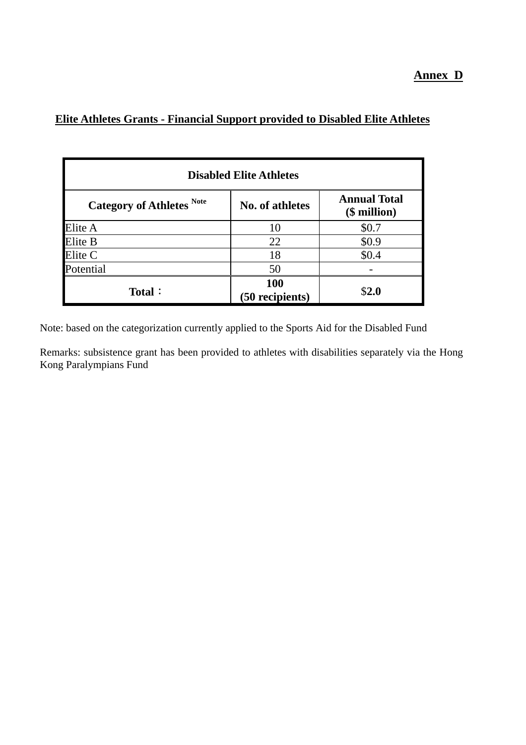**Annex D**

## Elite Athletes Grants - Financial Support provided to Disabled Elite Athletes

| Disabled Elite Athletes | | |
|---|---|---|
| **Category of Athletes** [Note] | **No. of athletes** | **Annual Total ($ million)** |
| Elite A | 10 | $0.7 |
| Elite B | 22 | $0.9 |
| Elite C | 18 | $0.4 |
| Potential | 50 | - |
| **Total：** | **100 (50 recipients)** | $**2.0** |

Note: based on the categorization currently applied to the Sports Aid for the Disabled Fund

Remarks: subsistence grant has been provided to athletes with disabilities separately via the Hong Kong Paralympians Fund